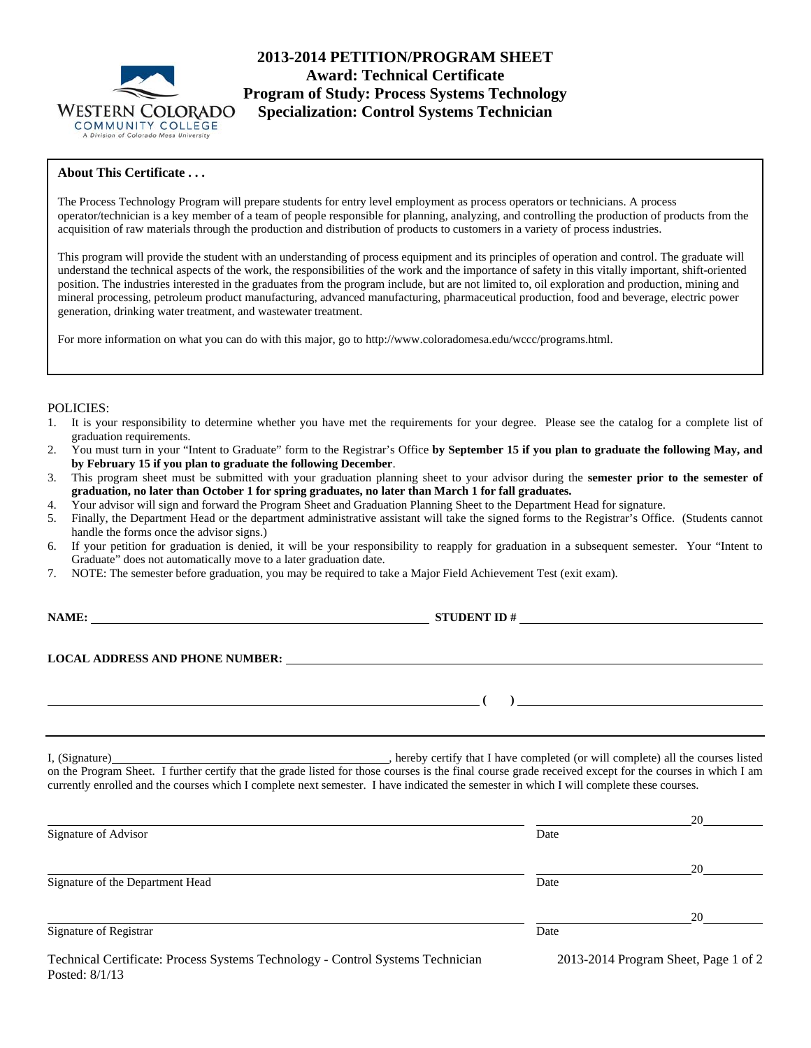# 2013-2014 PETITION/PROGRAM SHEET
## Award: Technical Certificate
## Program of Study: Process Systems Technology
## Specialization: Control Systems Technician

WESTERN COLORADO COMMUNITY COLLEGE
A Division of Colorado Mesa University

**About This Certificate . . .**

The Process Technology Program will prepare students for entry level employment as process operators or technicians. A process operator/technician is a key member of a team of people responsible for planning, analyzing, and controlling the production of products from the acquisition of raw materials through the production and distribution of products to customers in a variety of process industries.

This program will provide the student with an understanding of process equipment and its principles of operation and control. The graduate will understand the technical aspects of the work, the responsibilities of the work and the importance of safety in this vitally important, shift-oriented position. The industries interested in the graduates from the program include, but are not limited to, oil exploration and production, mining and mineral processing, petroleum product manufacturing, advanced manufacturing, pharmaceutical production, food and beverage, electric power generation, drinking water treatment, and wastewater treatment.

For more information on what you can do with this major, go to http://www.coloradomesa.edu/wccc/programs.html.

POLICIES:

1. It is your responsibility to determine whether you have met the requirements for your degree. Please see the catalog for a complete list of graduation requirements.
2. You must turn in your "Intent to Graduate" form to the Registrar's Office **by September 15 if you plan to graduate the following May, and by February 15 if you plan to graduate the following December**.
3. This program sheet must be submitted with your graduation planning sheet to your advisor during the **semester prior to the semester of graduation, no later than October 1 for spring graduates, no later than March 1 for fall graduates.**
4. Your advisor will sign and forward the Program Sheet and Graduation Planning Sheet to the Department Head for signature.
5. Finally, the Department Head or the department administrative assistant will take the signed forms to the Registrar's Office. (Students cannot handle the forms once the advisor signs.)
6. If your petition for graduation is denied, it will be your responsibility to reapply for graduation in a subsequent semester. Your "Intent to Graduate" does not automatically move to a later graduation date.
7. NOTE: The semester before graduation, you may be required to take a Major Field Achievement Test (exit exam).

**NAME:** ______________________________ **STUDENT ID #** ______________________________

**LOCAL ADDRESS AND PHONE NUMBER:** ______________________________

______________________________ **( )** ______________________________

I, (Signature)______________________________, hereby certify that I have completed (or will complete) all the courses listed on the Program Sheet. I further certify that the grade listed for those courses is the final course grade received except for the courses in which I am currently enrolled and the courses which I complete next semester. I have indicated the semester in which I will complete these courses.

______________________________ ______________ 20______
Signature of Advisor Date

______________________________ ______________ 20______
Signature of the Department Head Date

______________________________ ______________ 20______
Signature of Registrar Date

Technical Certificate: Process Systems Technology - Control Systems Technician
Posted: 8/1/13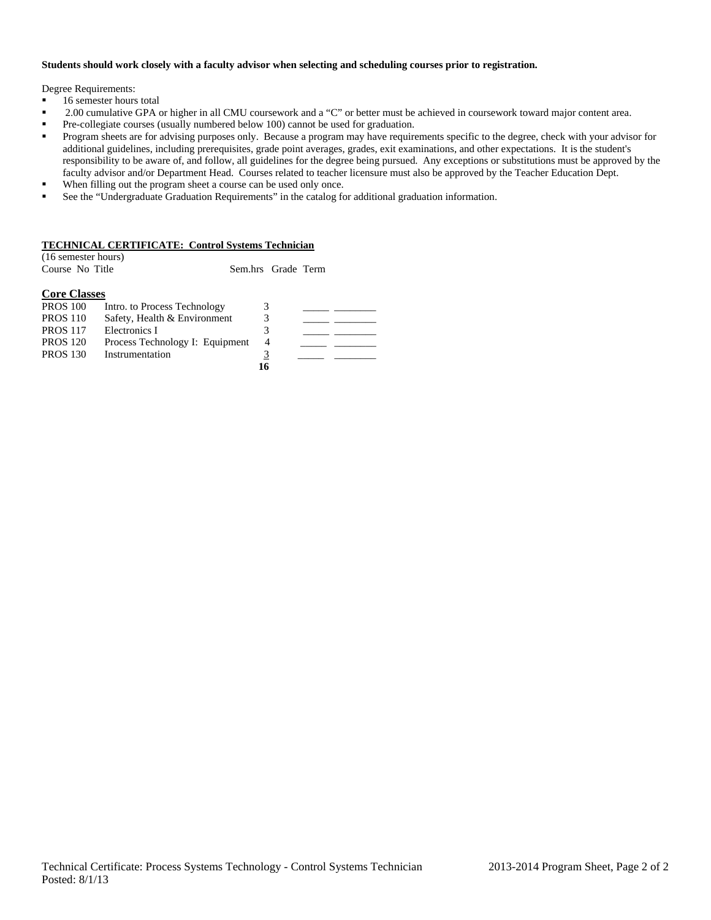**Students should work closely with a faculty advisor when selecting and scheduling courses prior to registration.**

Degree Requirements:

- 16 semester hours total
- 2.00 cumulative GPA or higher in all CMU coursework and a "C" or better must be achieved in coursework toward major content area.
- Pre-collegiate courses (usually numbered below 100) cannot be used for graduation.
- Program sheets are for advising purposes only. Because a program may have requirements specific to the degree, check with your advisor for additional guidelines, including prerequisites, grade point averages, grades, exit examinations, and other expectations. It is the student's responsibility to be aware of, and follow, all guidelines for the degree being pursued. Any exceptions or substitutions must be approved by the faculty advisor and/or Department Head. Courses related to teacher licensure must also be approved by the Teacher Education Dept.
- When filling out the program sheet a course can be used only once.
- See the "Undergraduate Graduation Requirements" in the catalog for additional graduation information.

**TECHNICAL CERTIFICATE: Control Systems Technician**

(16 semester hours)

**Core Classes**

| Course No | Title | Sem.hrs | Grade | Term |
|---|---|---|---|---|
| PROS 100 | Intro. to Process Technology | 3 | _____ | ________ |
| PROS 110 | Safety, Health & Environment | 3 | _____ | ________ |
| PROS 117 | Electronics I | 3 | _____ | ________ |
| PROS 120 | Process Technology I: Equipment | 4 | _____ | ________ |
| PROS 130 | Instrumentation | 3 | _____ | ________ |
| | | **16** | | |

Technical Certificate: Process Systems Technology - Control Systems Technician
Posted: 8/1/13